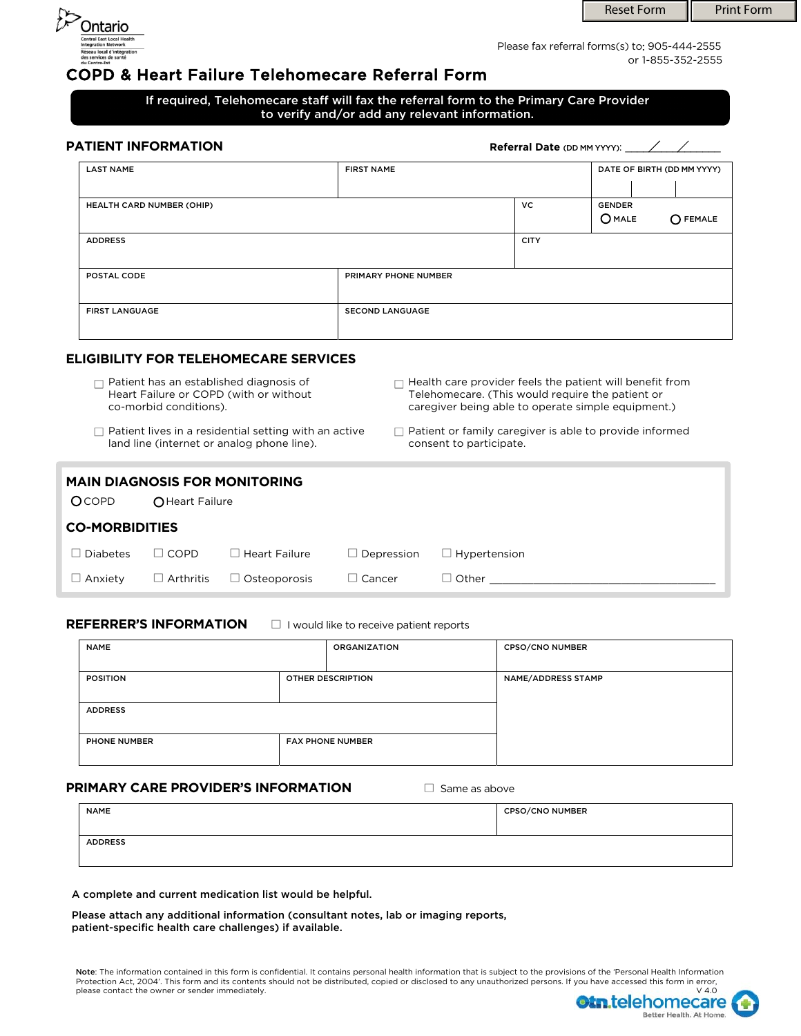Reset Form | Print Form

Ontario
Central East Local Health Integration Network
Réseau local d'intégration des services de santé du Centre-Est

Please fax referral forms(s) to: 905-444-2555
or 1-855-352-2555

# COPD & Heart Failure Telehomecare Referral Form

**If required, Telehomecare staff will fax the referral form to the Primary Care Provider to verify and/or add any relevant information.**

## PATIENT INFORMATION

**Referral Date** (DD MM YYYY): ____/____/________

| LAST NAME | FIRST NAME | | DATE OF BIRTH (DD MM YYYY) |
|---|---|---|---|
| | | | |
| HEALTH CARD NUMBER (OHIP) | | VC | GENDER ○ MALE ○ FEMALE |
| ADDRESS | | CITY | |
| POSTAL CODE | PRIMARY PHONE NUMBER | | |
| FIRST LANGUAGE | SECOND LANGUAGE | | |

## ELIGIBILITY FOR TELEHOMECARE SERVICES

- ☐ Patient has an established diagnosis of Heart Failure or COPD (with or without co-morbid conditions).
- ☐ Patient lives in a residential setting with an active land line (internet or analog phone line).
- ☐ Health care provider feels the patient will benefit from Telehomecare. (This would require the patient or caregiver being able to operate simple equipment.)
- ☐ Patient or family caregiver is able to provide informed consent to participate.

## MAIN DIAGNOSIS FOR MONITORING

○ COPD ○ Heart Failure

## CO-MORBIDITIES

☐ Diabetes ☐ COPD ☐ Heart Failure ☐ Depression ☐ Hypertension

☐ Anxiety ☐ Arthritis ☐ Osteoporosis ☐ Cancer ☐ Other ____________________

## REFERRER'S INFORMATION

☐ I would like to receive patient reports

| NAME | | ORGANIZATION | CPSO/CNO NUMBER |
|---|---|---|---|
| POSITION | OTHER DESCRIPTION | | NAME/ADDRESS STAMP |
| ADDRESS | | | |
| PHONE NUMBER | FAX PHONE NUMBER | | |

## PRIMARY CARE PROVIDER'S INFORMATION

☐ Same as above

| NAME | CPSO/CNO NUMBER |
|---|---|
| ADDRESS | |

**A complete and current medication list would be helpful.**

**Please attach any additional information (consultant notes, lab or imaging reports, patient-specific health care challenges) if available.**

**Note**: The information contained in this form is confidential. It contains personal health information that is subject to the provisions of the 'Personal Health Information Protection Act, 2004'. This form and its contents should not be distributed, copied or disclosed to any unauthorized persons. If you have accessed this form in error, please contact the owner or sender immediately.

V 4.0

otn.telehomecare
Better Health. At Home.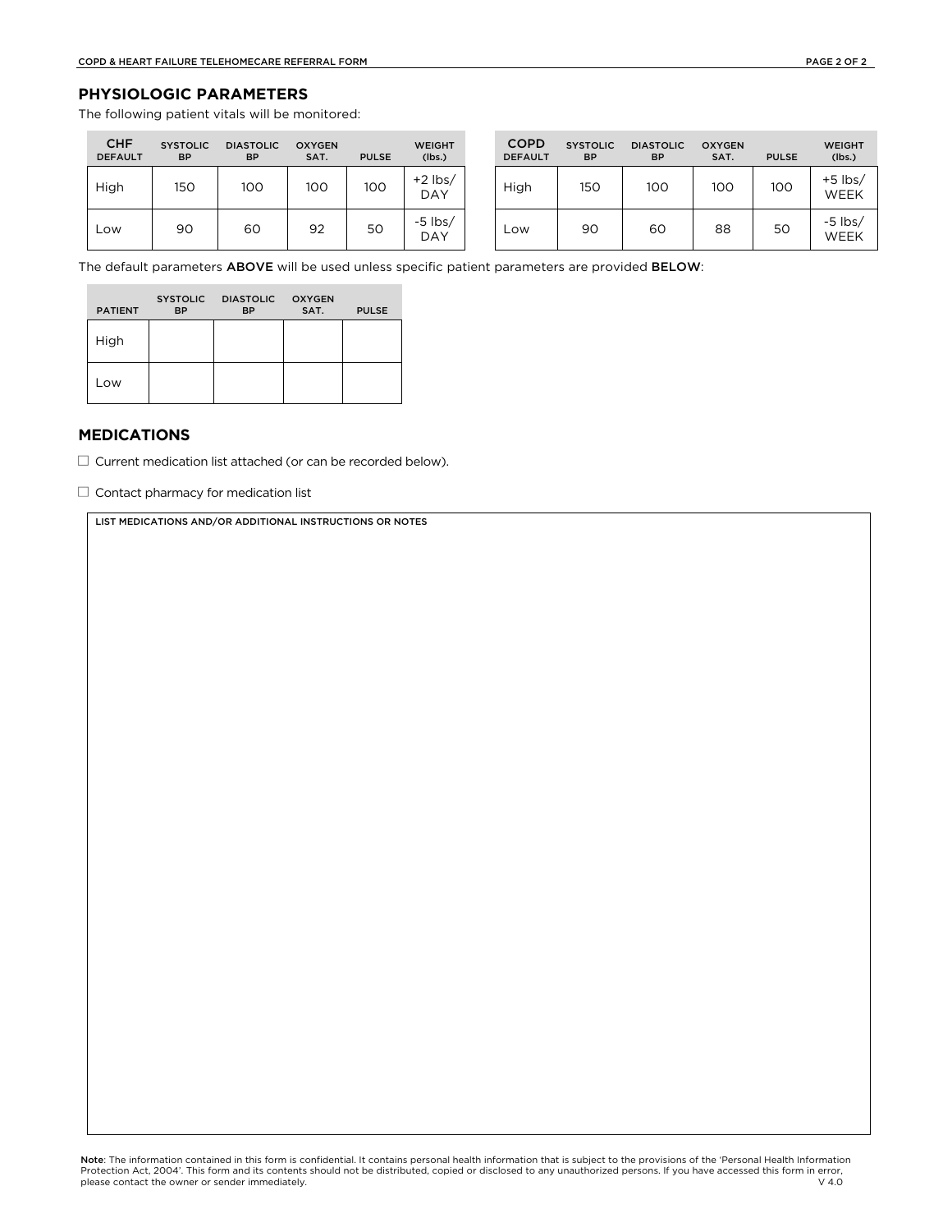## PHYSIOLOGIC PARAMETERS

The following patient vitals will be monitored:

| CHF DEFAULT | SYSTOLIC BP | DIASTOLIC BP | OXYGEN SAT. | PULSE | WEIGHT (lbs.) |
|---|---|---|---|---|---|
| High | 150 | 100 | 100 | 100 | +2 lbs/ DAY |
| Low | 90 | 60 | 92 | 50 | -5 lbs/ DAY |

| COPD DEFAULT | SYSTOLIC BP | DIASTOLIC BP | OXYGEN SAT. | PULSE | WEIGHT (lbs.) |
|---|---|---|---|---|---|
| High | 150 | 100 | 100 | 100 | +5 lbs/ WEEK |
| Low | 90 | 60 | 88 | 50 | -5 lbs/ WEEK |

The default parameters **ABOVE** will be used unless specific patient parameters are provided **BELOW**:

| PATIENT | SYSTOLIC BP | DIASTOLIC BP | OXYGEN SAT. | PULSE |
|---|---|---|---|---|
| High | | | | |
| Low | | | | |

## MEDICATIONS

☐ Current medication list attached (or can be recorded below).

☐ Contact pharmacy for medication list

LIST MEDICATIONS AND/OR ADDITIONAL INSTRUCTIONS OR NOTES

**Note**: The information contained in this form is confidential. It contains personal health information that is subject to the provisions of the 'Personal Health Information Protection Act, 2004'. This form and its contents should not be distributed, copied or disclosed to any unauthorized persons. If you have accessed this form in error, please contact the owner or sender immediately. V 4.0